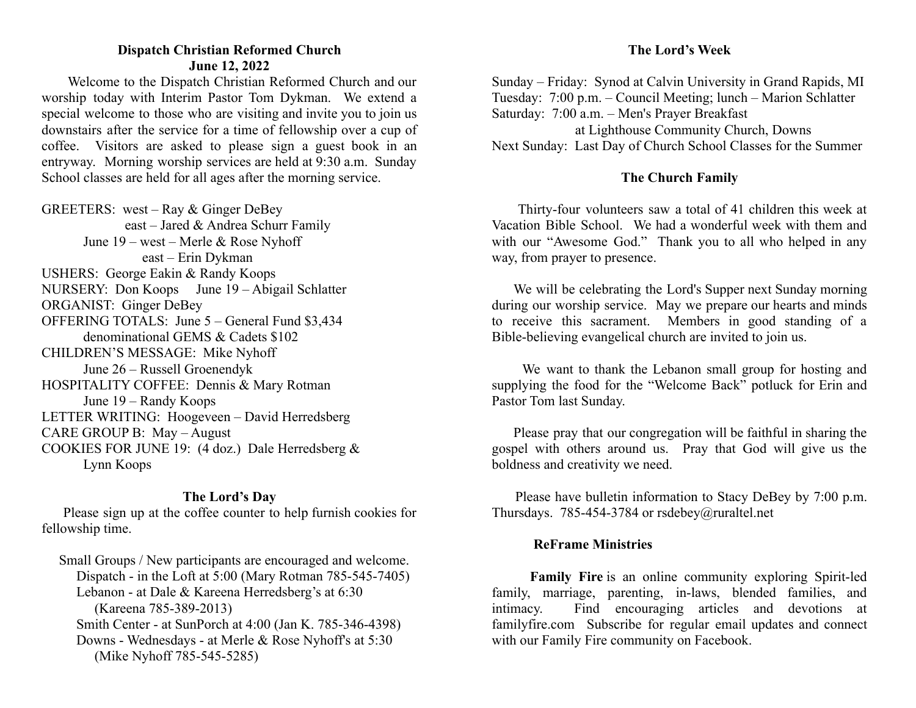**Dispatch Christian Reformed Church**
**June 12, 2022**

Welcome to the Dispatch Christian Reformed Church and our worship today with Interim Pastor Tom Dykman. We extend a special welcome to those who are visiting and invite you to join us downstairs after the service for a time of fellowship over a cup of coffee. Visitors are asked to please sign a guest book in an entryway. Morning worship services are held at 9:30 a.m. Sunday School classes are held for all ages after the morning service.

GREETERS: west – Ray & Ginger DeBey
east – Jared & Andrea Schurr Family
June 19 – west – Merle & Rose Nyhoff
east – Erin Dykman
USHERS: George Eakin & Randy Koops
NURSERY: Don Koops June 19 – Abigail Schlatter
ORGANIST: Ginger DeBey
OFFERING TOTALS: June 5 – General Fund $3,434
denominational GEMS & Cadets $102
CHILDREN'S MESSAGE: Mike Nyhoff
June 26 – Russell Groenendyk
HOSPITALITY COFFEE: Dennis & Mary Rotman
June 19 – Randy Koops
LETTER WRITING: Hoogeveen – David Herredsberg
CARE GROUP B: May – August
COOKIES FOR JUNE 19: (4 doz.) Dale Herredsberg & Lynn Koops

## The Lord's Day

Please sign up at the coffee counter to help furnish cookies for fellowship time.

Small Groups / New participants are encouraged and welcome.
Dispatch - in the Loft at 5:00 (Mary Rotman 785-545-7405)
Lebanon - at Dale & Kareena Herredsberg's at 6:30 (Kareena 785-389-2013)
Smith Center - at SunPorch at 4:00 (Jan K. 785-346-4398)
Downs - Wednesdays - at Merle & Rose Nyhoff's at 5:30 (Mike Nyhoff 785-545-5285)

## The Lord's Week

Sunday – Friday: Synod at Calvin University in Grand Rapids, MI
Tuesday: 7:00 p.m. – Council Meeting; lunch – Marion Schlatter
Saturday: 7:00 a.m. – Men's Prayer Breakfast
at Lighthouse Community Church, Downs
Next Sunday: Last Day of Church School Classes for the Summer

## The Church Family

Thirty-four volunteers saw a total of 41 children this week at Vacation Bible School. We had a wonderful week with them and with our "Awesome God." Thank you to all who helped in any way, from prayer to presence.

We will be celebrating the Lord's Supper next Sunday morning during our worship service. May we prepare our hearts and minds to receive this sacrament. Members in good standing of a Bible-believing evangelical church are invited to join us.

We want to thank the Lebanon small group for hosting and supplying the food for the "Welcome Back" potluck for Erin and Pastor Tom last Sunday.

Please pray that our congregation will be faithful in sharing the gospel with others around us. Pray that God will give us the boldness and creativity we need.

Please have bulletin information to Stacy DeBey by 7:00 p.m. Thursdays. 785-454-3784 or rsdebey@ruraltel.net

## ReFrame Ministries

**Family Fire** is an online community exploring Spirit-led family, marriage, parenting, in-laws, blended families, and intimacy. Find encouraging articles and devotions at familyfire.com Subscribe for regular email updates and connect with our Family Fire community on Facebook.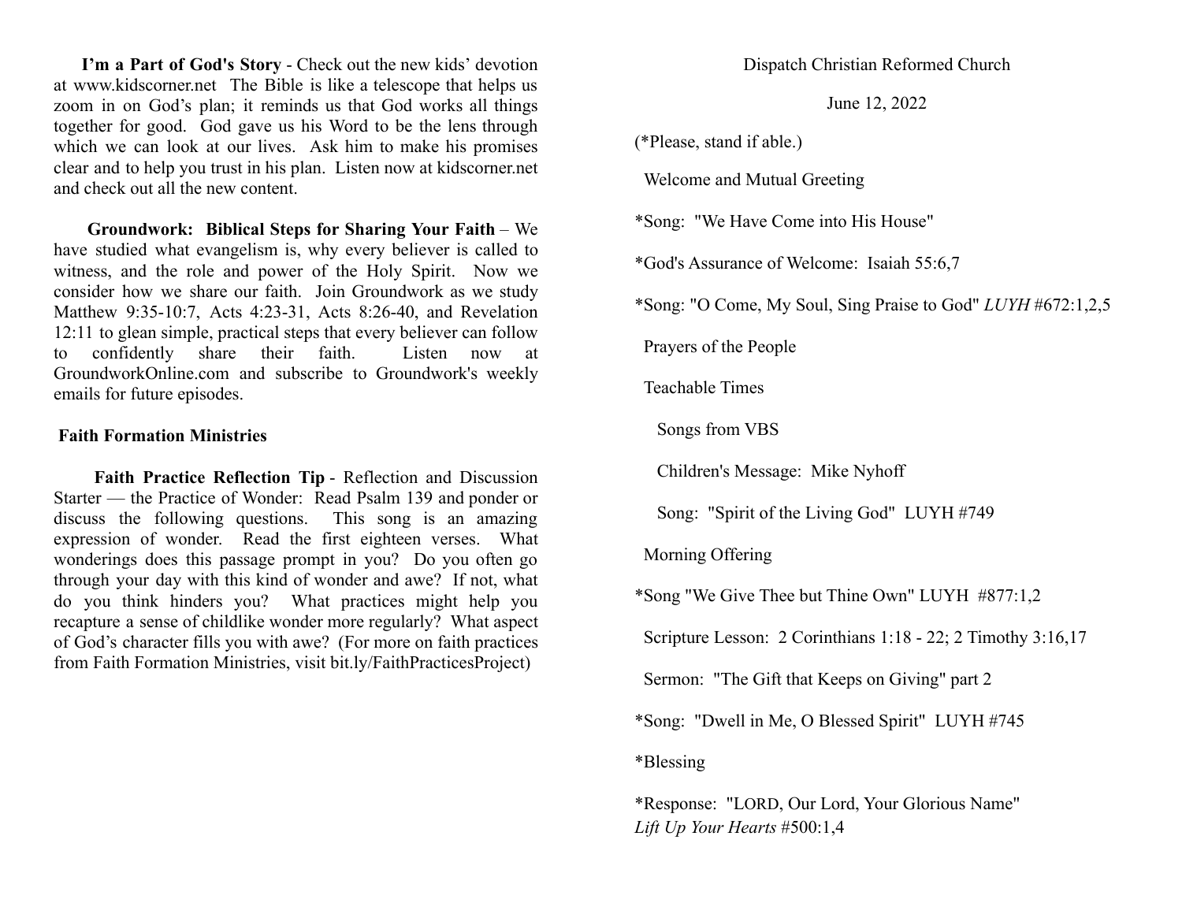**I'm a Part of God's Story** - Check out the new kids' devotion at www.kidscorner.net The Bible is like a telescope that helps us zoom in on God's plan; it reminds us that God works all things together for good. God gave us his Word to be the lens through which we can look at our lives. Ask him to make his promises clear and to help you trust in his plan. Listen now at kidscorner.net and check out all the new content.

**Groundwork: Biblical Steps for Sharing Your Faith** – We have studied what evangelism is, why every believer is called to witness, and the role and power of the Holy Spirit. Now we consider how we share our faith. Join Groundwork as we study Matthew 9:35-10:7, Acts 4:23-31, Acts 8:26-40, and Revelation 12:11 to glean simple, practical steps that every believer can follow to confidently share their faith. Listen now at GroundworkOnline.com and subscribe to Groundwork's weekly emails for future episodes.

**Faith Formation Ministries**

**Faith Practice Reflection Tip** - Reflection and Discussion Starter — the Practice of Wonder: Read Psalm 139 and ponder or discuss the following questions. This song is an amazing expression of wonder. Read the first eighteen verses. What wonderings does this passage prompt in you? Do you often go through your day with this kind of wonder and awe? If not, what do you think hinders you? What practices might help you recapture a sense of childlike wonder more regularly? What aspect of God's character fills you with awe? (For more on faith practices from Faith Formation Ministries, visit bit.ly/FaithPracticesProject)

Dispatch Christian Reformed Church

June 12, 2022

(*Please, stand if able.)

Welcome and Mutual Greeting

*Song: "We Have Come into His House"

*God's Assurance of Welcome: Isaiah 55:6,7

*Song: "O Come, My Soul, Sing Praise to God" *LUYH* #672:1,2,5

Prayers of the People

Teachable Times

Songs from VBS

Children's Message: Mike Nyhoff

Song: "Spirit of the Living God" LUYH #749

Morning Offering

*Song "We Give Thee but Thine Own" LUYH #877:1,2

Scripture Lesson: 2 Corinthians 1:18 - 22; 2 Timothy 3:16,17

Sermon: "The Gift that Keeps on Giving" part 2

*Song: "Dwell in Me, O Blessed Spirit" LUYH #745

*Blessing

*Response: "LORD, Our Lord, Your Glorious Name"
*Lift Up Your Hearts* #500:1,4